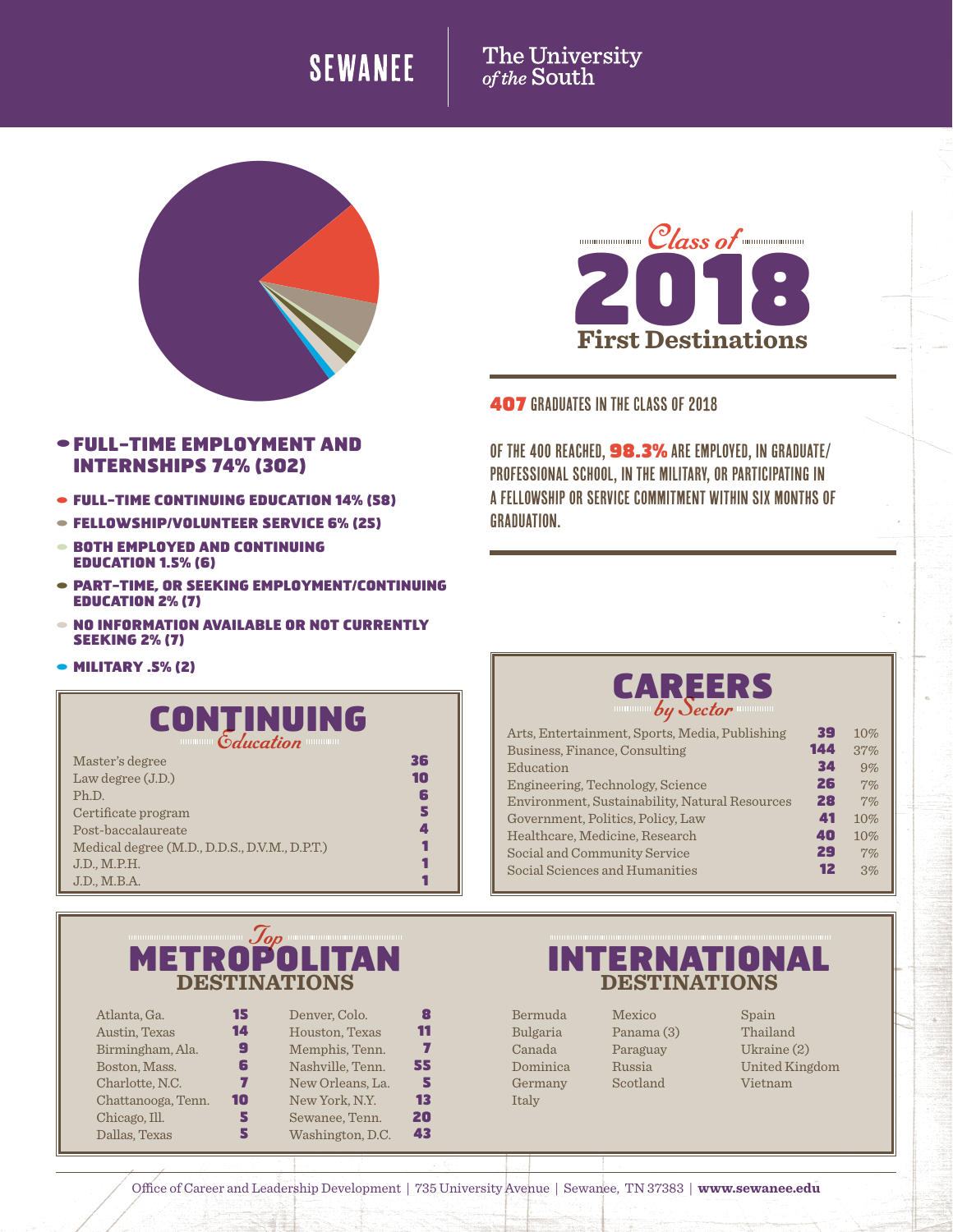SEWANEE | The University *of the* South

# *Class of* 2018 First Destinations

**407** GRADUATES IN THE CLASS OF 2018

OF THE 400 REACHED, **98.3%** ARE EMPLOYED, IN GRADUATE/PROFESSIONAL SCHOOL, IN THE MILITARY, OR PARTICIPATING IN A FELLOWSHIP OR SERVICE COMMITMENT WITHIN SIX MONTHS OF GRADUATION.

- **FULL-TIME EMPLOYMENT AND INTERNSHIPS 74% (302)**
- **FULL-TIME CONTINUING EDUCATION 14% (58)**
- **FELLOWSHIP/VOLUNTEER SERVICE 6% (25)**
- **BOTH EMPLOYED AND CONTINUING EDUCATION 1.5% (6)**
- **PART-TIME, OR SEEKING EMPLOYMENT/CONTINUING EDUCATION 2% (7)**
- **NO INFORMATION AVAILABLE OR NOT CURRENTLY SEEKING 2% (7)**
- **MILITARY .5% (2)**

## CONTINUING *Education*

| Degree | Count |
|---|---|
| Master's degree | 36 |
| Law degree (J.D.) | 10 |
| Ph.D. | 6 |
| Certificate program | 5 |
| Post-baccalaureate | 4 |
| Medical degree (M.D., D.D.S., D.V.M., D.P.T.) | 1 |
| J.D., M.P.H. | 1 |
| J.D., M.B.A. | 1 |

## CAREERS *by Sector*

| Sector | Count | Percent |
|---|---|---|
| Arts, Entertainment, Sports, Media, Publishing | 39 | 10% |
| Business, Finance, Consulting | 144 | 37% |
| Education | 34 | 9% |
| Engineering, Technology, Science | 26 | 7% |
| Environment, Sustainability, Natural Resources | 28 | 7% |
| Government, Politics, Policy, Law | 41 | 10% |
| Healthcare, Medicine, Research | 40 | 10% |
| Social and Community Service | 29 | 7% |
| Social Sciences and Humanities | 12 | 3% |

## *Top* METROPOLITAN DESTINATIONS

| City | Count | City | Count |
|---|---|---|---|
| Atlanta, Ga. | 15 | Denver, Colo. | 8 |
| Austin, Texas | 14 | Houston, Texas | 11 |
| Birmingham, Ala. | 9 | Memphis, Tenn. | 7 |
| Boston, Mass. | 6 | Nashville, Tenn. | 55 |
| Charlotte, N.C. | 7 | New Orleans, La. | 5 |
| Chattanooga, Tenn. | 10 | New York, N.Y. | 13 |
| Chicago, Ill. | 5 | Sewanee, Tenn. | 20 |
| Dallas, Texas | 5 | Washington, D.C. | 43 |

## INTERNATIONAL DESTINATIONS

| | | |
|---|---|---|
| Bermuda | Mexico | Spain |
| Bulgaria | Panama (3) | Thailand |
| Canada | Paraguay | Ukraine (2) |
| Dominica | Russia | United Kingdom |
| Germany | Scotland | Vietnam |
| Italy | | |

Office of Career and Leadership Development | 735 University Avenue | Sewanee, TN 37383 | **www.sewanee.edu**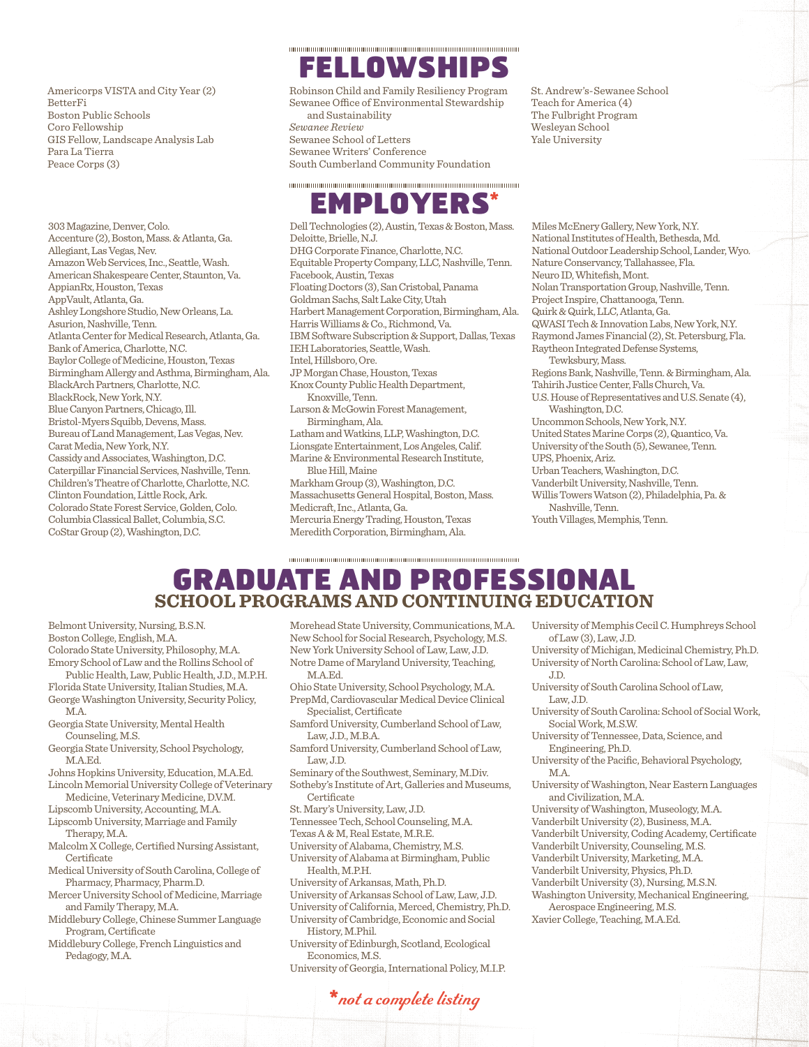# FELLOWSHIPS

Americorps VISTA and City Year (2)
BetterFi
Boston Public Schools
Coro Fellowship
GIS Fellow, Landscape Analysis Lab
Para La Tierra
Peace Corps (3)
Robinson Child and Family Resiliency Program
Sewanee Office of Environmental Stewardship and Sustainability
*Sewanee Review*
Sewanee School of Letters
Sewanee Writers' Conference
South Cumberland Community Foundation
St. Andrew's-Sewanee School
Teach for America (4)
The Fulbright Program
Wesleyan School
Yale University

# EMPLOYERS*

303 Magazine, Denver, Colo.
Accenture (2), Boston, Mass. & Atlanta, Ga.
Allegiant, Las Vegas, Nev.
Amazon Web Services, Inc., Seattle, Wash.
American Shakespeare Center, Staunton, Va.
AppianRx, Houston, Texas
AppVault, Atlanta, Ga.
Ashley Longshore Studio, New Orleans, La.
Asurion, Nashville, Tenn.
Atlanta Center for Medical Research, Atlanta, Ga.
Bank of America, Charlotte, N.C.
Baylor College of Medicine, Houston, Texas
Birmingham Allergy and Asthma, Birmingham, Ala.
BlackArch Partners, Charlotte, N.C.
BlackRock, New York, N.Y.
Blue Canyon Partners, Chicago, Ill.
Bristol-Myers Squibb, Devens, Mass.
Bureau of Land Management, Las Vegas, Nev.
Carat Media, New York, N.Y.
Cassidy and Associates, Washington, D.C.
Caterpillar Financial Services, Nashville, Tenn.
Children's Theatre of Charlotte, Charlotte, N.C.
Clinton Foundation, Little Rock, Ark.
Colorado State Forest Service, Golden, Colo.
Columbia Classical Ballet, Columbia, S.C.
CoStar Group (2), Washington, D.C.
Dell Technologies (2), Austin, Texas & Boston, Mass.
Deloitte, Brielle, N.J.
DHG Corporate Finance, Charlotte, N.C.
Equitable Property Company, LLC, Nashville, Tenn.
Facebook, Austin, Texas
Floating Doctors (3), San Cristobal, Panama
Goldman Sachs, Salt Lake City, Utah
Harbert Management Corporation, Birmingham, Ala.
Harris Williams & Co., Richmond, Va.
IBM Software Subscription & Support, Dallas, Texas
IEH Laboratories, Seattle, Wash.
Intel, Hillsboro, Ore.
JP Morgan Chase, Houston, Texas
Knox County Public Health Department, Knoxville, Tenn.
Larson & McGowin Forest Management, Birmingham, Ala.
Latham and Watkins, LLP, Washington, D.C.
Lionsgate Entertainment, Los Angeles, Calif.
Marine & Environmental Research Institute, Blue Hill, Maine
Markham Group (3), Washington, D.C.
Massachusetts General Hospital, Boston, Mass.
Medicraft, Inc., Atlanta, Ga.
Mercuria Energy Trading, Houston, Texas
Meredith Corporation, Birmingham, Ala.
Miles McEnery Gallery, New York, N.Y.
National Institutes of Health, Bethesda, Md.
National Outdoor Leadership School, Lander, Wyo.
Nature Conservancy, Tallahassee, Fla.
Neuro ID, Whitefish, Mont.
Nolan Transportation Group, Nashville, Tenn.
Project Inspire, Chattanooga, Tenn.
Quirk & Quirk, LLC, Atlanta, Ga.
QWASI Tech & Innovation Labs, New York, N.Y.
Raymond James Financial (2), St. Petersburg, Fla.
Raytheon Integrated Defense Systems, Tewksbury, Mass.
Regions Bank, Nashville, Tenn. & Birmingham, Ala.
Tahirih Justice Center, Falls Church, Va.
U.S. House of Representatives and U.S. Senate (4), Washington, D.C.
Uncommon Schools, New York, N.Y.
United States Marine Corps (2), Quantico, Va.
University of the South (5), Sewanee, Tenn.
UPS, Phoenix, Ariz.
Urban Teachers, Washington, D.C.
Vanderbilt University, Nashville, Tenn.
Willis Towers Watson (2), Philadelphia, Pa. & Nashville, Tenn.
Youth Villages, Memphis, Tenn.

# GRADUATE AND PROFESSIONAL
## SCHOOL PROGRAMS AND CONTINUING EDUCATION

Belmont University, Nursing, B.S.N.
Boston College, English, M.A.
Colorado State University, Philosophy, M.A.
Emory School of Law and the Rollins School of Public Health, Law, Public Health, J.D., M.P.H.
Florida State University, Italian Studies, M.A.
George Washington University, Security Policy, M.A.
Georgia State University, Mental Health Counseling, M.S.
Georgia State University, School Psychology, M.A.Ed.
Johns Hopkins University, Education, M.A.Ed.
Lincoln Memorial University College of Veterinary Medicine, Veterinary Medicine, D.V.M.
Lipscomb University, Accounting, M.A.
Lipscomb University, Marriage and Family Therapy, M.A.
Malcolm X College, Certified Nursing Assistant, Certificate
Medical University of South Carolina, College of Pharmacy, Pharmacy, Pharm.D.
Mercer University School of Medicine, Marriage and Family Therapy, M.A.
Middlebury College, Chinese Summer Language Program, Certificate
Middlebury College, French Linguistics and Pedagogy, M.A.
Morehead State University, Communications, M.A.
New School for Social Research, Psychology, M.S.
New York University School of Law, Law, J.D.
Notre Dame of Maryland University, Teaching, M.A.Ed.
Ohio State University, School Psychology, M.A.
PrepMd, Cardiovascular Medical Device Clinical Specialist, Certificate
Samford University, Cumberland School of Law, Law, J.D., M.B.A.
Samford University, Cumberland School of Law, Law, J.D.
Seminary of the Southwest, Seminary, M.Div.
Sotheby's Institute of Art, Galleries and Museums, Certificate
St. Mary's University, Law, J.D.
Tennessee Tech, School Counseling, M.A.
Texas A & M, Real Estate, M.R.E.
University of Alabama, Chemistry, M.S.
University of Alabama at Birmingham, Public Health, M.P.H.
University of Arkansas, Math, Ph.D.
University of Arkansas School of Law, Law, J.D.
University of California, Merced, Chemistry, Ph.D.
University of Cambridge, Economic and Social History, M.Phil.
University of Edinburgh, Scotland, Ecological Economics, M.S.
University of Georgia, International Policy, M.I.P.
University of Memphis Cecil C. Humphreys School of Law (3), Law, J.D.
University of Michigan, Medicinal Chemistry, Ph.D.
University of North Carolina: School of Law, Law, J.D.
University of South Carolina School of Law, Law, J.D.
University of South Carolina: School of Social Work, Social Work, M.S.W.
University of Tennessee, Data, Science, and Engineering, Ph.D.
University of the Pacific, Behavioral Psychology, M.A.
University of Washington, Near Eastern Languages and Civilization, M.A.
University of Washington, Museology, M.A.
Vanderbilt University (2), Business, M.A.
Vanderbilt University, Coding Academy, Certificate
Vanderbilt University, Counseling, M.S.
Vanderbilt University, Marketing, M.A.
Vanderbilt University, Physics, Ph.D.
Vanderbilt University (3), Nursing, M.S.N.
Washington University, Mechanical Engineering, Aerospace Engineering, M.S.
Xavier College, Teaching, M.A.Ed.

**\****not a complete listing*